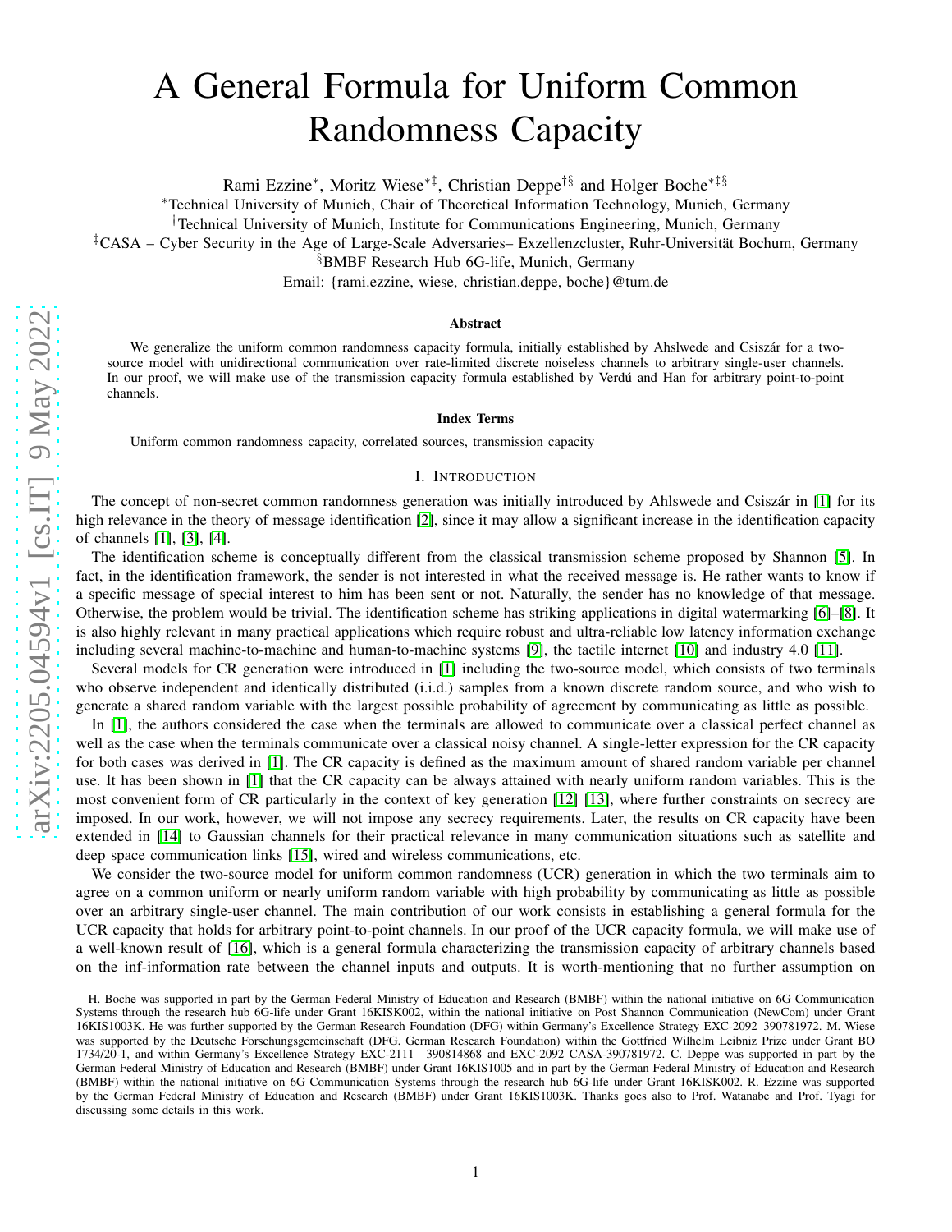# A General Formula for Uniform Common Randomness Capacity

Rami Ezzine*, Moritz Wiese*‡, Christian Deppe†§ and Holger Boche*‡§

*Technical University of Munich, Chair of Theoretical Information Technology, Munich, Germany

†Technical University of Munich, Institute for Communications Engineering, Munich, Germany

‡CASA – Cyber Security in the Age of Large-Scale Adversaries– Exzellenzcluster, Ruhr-Universität Bochum, Germany

§BMBF Research Hub 6G-life, Munich, Germany

Email: {rami.ezzine, wiese, christian.deppe, boche}@tum.de

## Abstract

We generalize the uniform common randomness capacity formula, initially established by Ahslwede and Csiszár for a two-source model with unidirectional communication over rate-limited discrete noiseless channels to arbitrary single-user channels. In our proof, we will make use of the transmission capacity formula established by Verdú and Han for arbitrary point-to-point channels.

## Index Terms

Uniform common randomness capacity, correlated sources, transmission capacity

## I. Introduction

The concept of non-secret common randomness generation was initially introduced by Ahlswede and Csiszár in [1] for its high relevance in the theory of message identification [2], since it may allow a significant increase in the identification capacity of channels [1], [3], [4].

The identification scheme is conceptually different from the classical transmission scheme proposed by Shannon [5]. In fact, in the identification framework, the sender is not interested in what the received message is. He rather wants to know if a specific message of special interest to him has been sent or not. Naturally, the sender has no knowledge of that message. Otherwise, the problem would be trivial. The identification scheme has striking applications in digital watermarking [6]–[8]. It is also highly relevant in many practical applications which require robust and ultra-reliable low latency information exchange including several machine-to-machine and human-to-machine systems [9], the tactile internet [10] and industry 4.0 [11].

Several models for CR generation were introduced in [1] including the two-source model, which consists of two terminals who observe independent and identically distributed (i.i.d.) samples from a known discrete random source, and who wish to generate a shared random variable with the largest possible probability of agreement by communicating as little as possible.

In [1], the authors considered the case when the terminals are allowed to communicate over a classical perfect channel as well as the case when the terminals communicate over a classical noisy channel. A single-letter expression for the CR capacity for both cases was derived in [1]. The CR capacity is defined as the maximum amount of shared random variable per channel use. It has been shown in [1] that the CR capacity can be always attained with nearly uniform random variables. This is the most convenient form of CR particularly in the context of key generation [12] [13], where further constraints on secrecy are imposed. In our work, however, we will not impose any secrecy requirements. Later, the results on CR capacity have been extended in [14] to Gaussian channels for their practical relevance in many communication situations such as satellite and deep space communication links [15], wired and wireless communications, etc.

We consider the two-source model for uniform common randomness (UCR) generation in which the two terminals aim to agree on a common uniform or nearly uniform random variable with high probability by communicating as little as possible over an arbitrary single-user channel. The main contribution of our work consists in establishing a general formula for the UCR capacity that holds for arbitrary point-to-point channels. In our proof of the UCR capacity formula, we will make use of a well-known result of [16], which is a general formula characterizing the transmission capacity of arbitrary channels based on the inf-information rate between the channel inputs and outputs. It is worth-mentioning that no further assumption on

H. Boche was supported in part by the German Federal Ministry of Education and Research (BMBF) within the national initiative on 6G Communication Systems through the research hub 6G-life under Grant 16KISK002, within the national initiative on Post Shannon Communication (NewCom) under Grant 16KIS1003K. He was further supported by the German Research Foundation (DFG) within Germany's Excellence Strategy EXC-2092–390781972. M. Wiese was supported by the Deutsche Forschungsgemeinschaft (DFG, German Research Foundation) within the Gottfried Wilhelm Leibniz Prize under Grant BO 1734/20-1, and within Germany's Excellence Strategy EXC-2111—390814868 and EXC-2092 CASA-390781972. C. Deppe was supported in part by the German Federal Ministry of Education and Research (BMBF) under Grant 16KIS1005 and in part by the German Federal Ministry of Education and Research (BMBF) within the national initiative on 6G Communication Systems through the research hub 6G-life under Grant 16KISK002. R. Ezzine was supported by the German Federal Ministry of Education and Research (BMBF) under Grant 16KIS1003K. Thanks goes also to Prof. Watanabe and Prof. Tyagi for discussing some details in this work.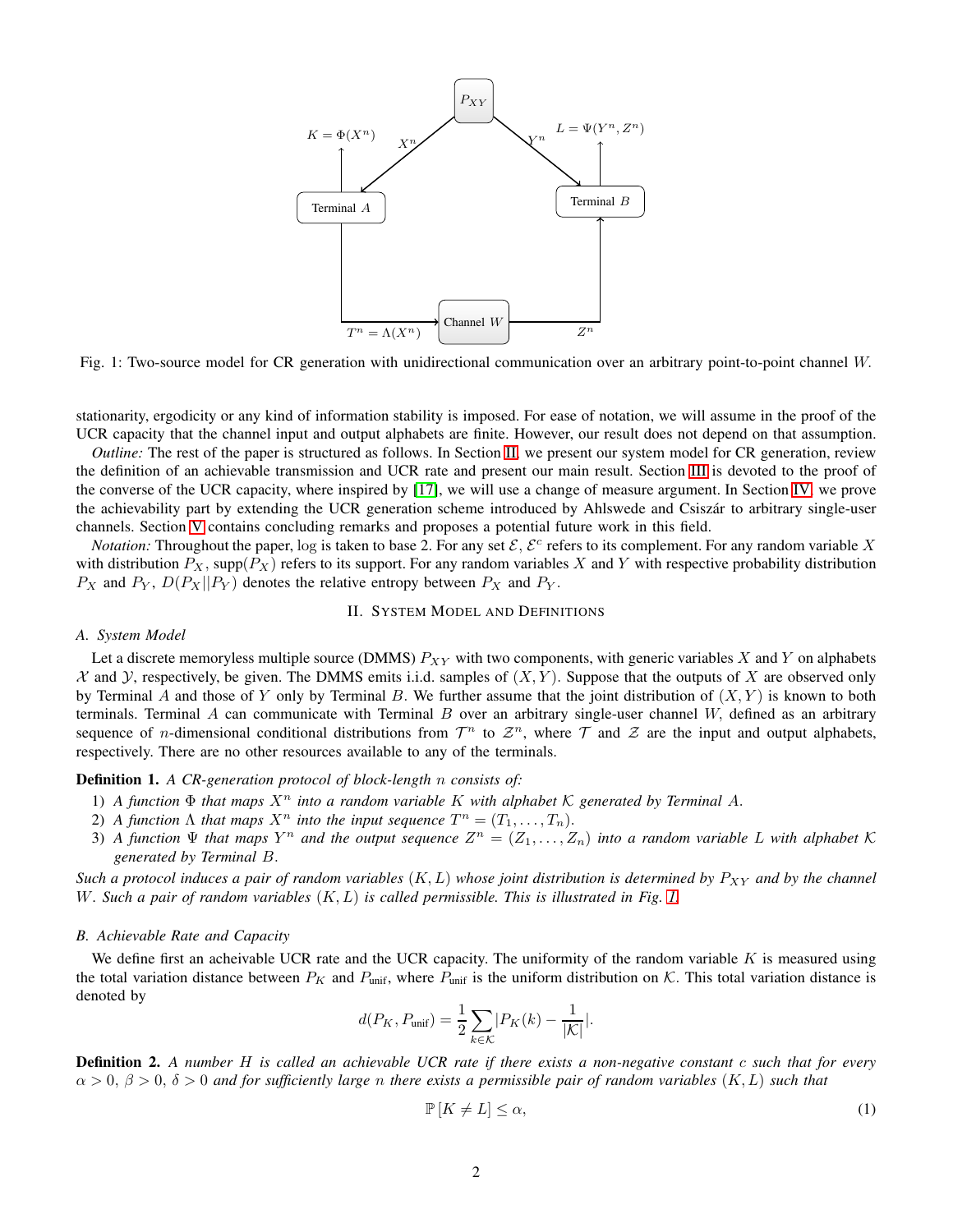Fig. 1: Two-source model for CR generation with unidirectional communication over an arbitrary point-to-point channel $W$.

stationarity, ergodicity or any kind of information stability is imposed. For ease of notation, we will assume in the proof of the UCR capacity that the channel input and output alphabets are finite. However, our result does not depend on that assumption.

*Outline:* The rest of the paper is structured as follows. In Section II, we present our system model for CR generation, review the definition of an achievable transmission and UCR rate and present our main result. Section III is devoted to the proof of the converse of the UCR capacity, where inspired by [17], we will use a change of measure argument. In Section IV, we prove the achievability part by extending the UCR generation scheme introduced by Ahlswede and Csiszár to arbitrary single-user channels. Section V contains concluding remarks and proposes a potential future work in this field.

*Notation:* Throughout the paper, $\log$ is taken to base 2. For any set $\mathcal{E}$, $\mathcal{E}^c$ refers to its complement. For any random variable $X$ with distribution $P_X$, $\text{supp}(P_X)$ refers to its support. For any random variables $X$ and $Y$ with respective probability distribution $P_X$ and $P_Y$, $D(P_X||P_Y)$ denotes the relative entropy between $P_X$ and $P_Y$.

## II. System Model and Definitions

### A. System Model

Let a discrete memoryless multiple source (DMMS) $P_{XY}$ with two components, with generic variables $X$ and $Y$ on alphabets $\mathcal{X}$ and $\mathcal{Y}$, respectively, be given. The DMMS emits i.i.d. samples of $(X, Y)$. Suppose that the outputs of $X$ are observed only by Terminal $A$ and those of $Y$ only by Terminal $B$. We further assume that the joint distribution of $(X, Y)$ is known to both terminals. Terminal $A$ can communicate with Terminal $B$ over an arbitrary single-user channel $W$, defined as an arbitrary sequence of $n$-dimensional conditional distributions from $\mathcal{T}^n$ to $\mathcal{Z}^n$, where $\mathcal{T}$ and $\mathcal{Z}$ are the input and output alphabets, respectively. There are no other resources available to any of the terminals.

**Definition 1.** *A CR-generation protocol of block-length $n$ consists of:*

1) *A function $\Phi$ that maps $X^n$ into a random variable $K$ with alphabet $\mathcal{K}$ generated by Terminal $A$.*
2) *A function $\Lambda$ that maps $X^n$ into the input sequence $T^n = (T_1, \ldots, T_n)$.*
3) *A function $\Psi$ that maps $Y^n$ and the output sequence $Z^n = (Z_1, \ldots, Z_n)$ into a random variable $L$ with alphabet $\mathcal{K}$ generated by Terminal $B$.*

*Such a protocol induces a pair of random variables $(K, L)$ whose joint distribution is determined by $P_{XY}$ and by the channel $W$. Such a pair of random variables $(K, L)$ is called permissible. This is illustrated in Fig. 1.*

### B. Achievable Rate and Capacity

We define first an acheivable UCR rate and the UCR capacity. The uniformity of the random variable $K$ is measured using the total variation distance between $P_K$ and $P_{\text{unif}}$, where $P_{\text{unif}}$ is the uniform distribution on $\mathcal{K}$. This total variation distance is denoted by

$$d(P_K, P_{\text{unif}}) = \frac{1}{2} \sum_{k \in \mathcal{K}} |P_K(k) - \frac{1}{|\mathcal{K}|}|.$$

**Definition 2.** *A number $H$ is called an achievable UCR rate if there exists a non-negative constant $c$ such that for every $\alpha > 0$, $\beta > 0$, $\delta > 0$ and for sufficiently large $n$ there exists a permissible pair of random variables $(K, L)$ such that*

$$\mathbb{P}[K \neq L] \leq \alpha, \tag{1}$$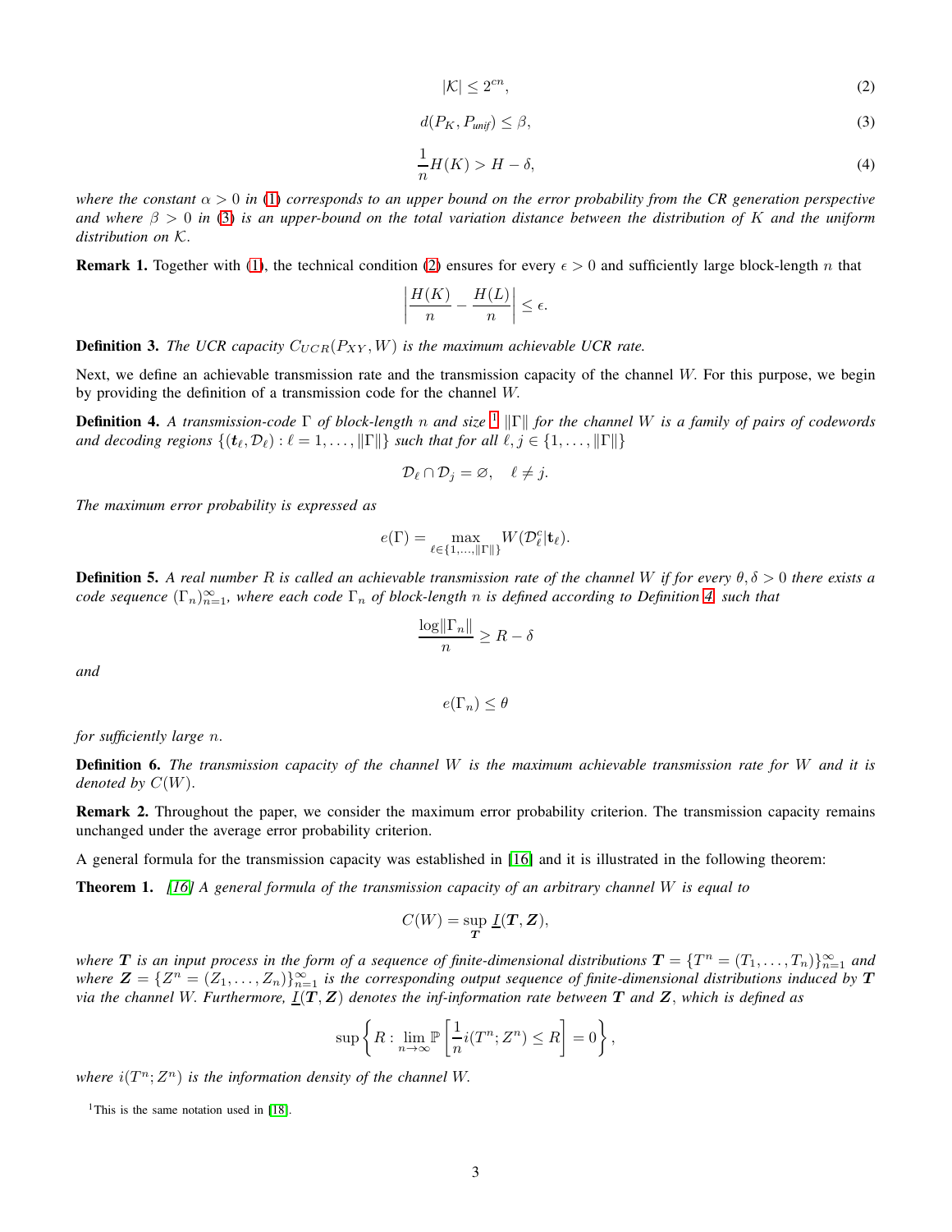$$|\mathcal{K}| \leq 2^{cn}, \tag{2}$$

$$d(P_K, P_{unif}) \leq \beta, \tag{3}$$

$$\frac{1}{n}H(K) > H - \delta, \tag{4}$$

*where the constant $\alpha > 0$ in (1) corresponds to an upper bound on the error probability from the CR generation perspective and where $\beta > 0$ in (3) is an upper-bound on the total variation distance between the distribution of $K$ and the uniform distribution on $\mathcal{K}$.*

**Remark 1.** Together with (1), the technical condition (2) ensures for every $\epsilon > 0$ and sufficiently large block-length $n$ that

$$\left| \frac{H(K)}{n} - \frac{H(L)}{n} \right| \leq \epsilon.$$

**Definition 3.** *The UCR capacity $C_{UCR}(P_{XY}, W)$ is the maximum achievable UCR rate.*

Next, we define an achievable transmission rate and the transmission capacity of the channel $W$. For this purpose, we begin by providing the definition of a transmission code for the channel $W$.

**Definition 4.** *A transmission-code $\Gamma$ of block-length $n$ and size [1] $\|\Gamma\|$ for the channel $W$ is a family of pairs of codewords and decoding regions $\{(\boldsymbol{t}_\ell, \mathcal{D}_\ell) : \ell = 1, \ldots, \|\Gamma\|\}$ such that for all $\ell, j \in \{1, \ldots, \|\Gamma\|\}$*

$$\mathcal{D}_\ell \cap \mathcal{D}_j = \varnothing, \quad \ell \neq j.$$

*The maximum error probability is expressed as*

$$e(\Gamma) = \max_{\ell \in \{1, \ldots, \|\Gamma\|\}} W(\mathcal{D}_\ell^c | \mathbf{t}_\ell).$$

**Definition 5.** *A real number $R$ is called an achievable transmission rate of the channel $W$ if for every $\theta, \delta > 0$ there exists a code sequence $(\Gamma_n)_{n=1}^\infty$, where each code $\Gamma_n$ of block-length $n$ is defined according to Definition 4, such that*

$$\frac{\log \|\Gamma_n\|}{n} \geq R - \delta$$

*and*

$$e(\Gamma_n) \leq \theta$$

*for sufficiently large $n$.*

**Definition 6.** *The transmission capacity of the channel $W$ is the maximum achievable transmission rate for $W$ and it is denoted by $C(W)$.*

**Remark 2.** Throughout the paper, we consider the maximum error probability criterion. The transmission capacity remains unchanged under the average error probability criterion.

A general formula for the transmission capacity was established in [16] and it is illustrated in the following theorem:

**Theorem 1.** *[16] A general formula of the transmission capacity of an arbitrary channel $W$ is equal to*

$$C(W) = \sup_{\boldsymbol{T}} \underline{\boldsymbol{I}}(\boldsymbol{T}, \boldsymbol{Z}),$$

*where $\boldsymbol{T}$ is an input process in the form of a sequence of finite-dimensional distributions $\boldsymbol{T} = \{T^n = (T_1, \ldots, T_n)\}_{n=1}^\infty$ and where $\boldsymbol{Z} = \{Z^n = (Z_1, \ldots, Z_n)\}_{n=1}^\infty$ is the corresponding output sequence of finite-dimensional distributions induced by $\boldsymbol{T}$ via the channel $W$. Furthermore, $\underline{\boldsymbol{I}}(\boldsymbol{T}, \boldsymbol{Z})$ denotes the inf-information rate between $\boldsymbol{T}$ and $\boldsymbol{Z}$, which is defined as*

$$\sup \left\{ R : \lim_{n \to \infty} \mathbb{P}\left[ \frac{1}{n} i(T^n; Z^n) \leq R \right] = 0 \right\},$$

*where $i(T^n; Z^n)$ is the information density of the channel $W$.*

[1] This is the same notation used in [18].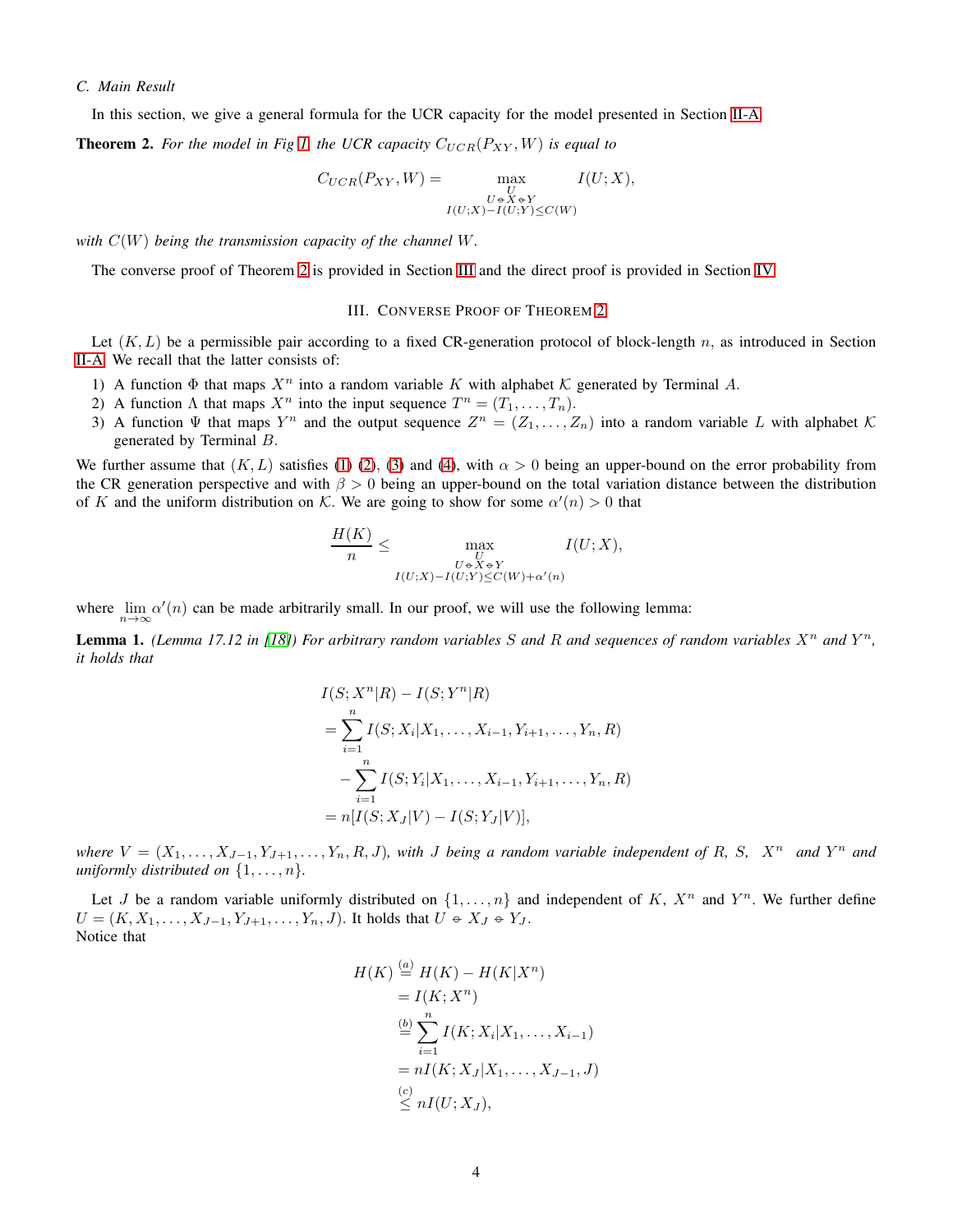### C. Main Result

In this section, we give a general formula for the UCR capacity for the model presented in Section II-A.

**Theorem 2.** *For the model in Fig 1, the UCR capacity $C_{UCR}(P_{XY},W)$ is equal to*

$$C_{UCR}(P_{XY},W) = \max_{\substack{U \\ U \circ\!\!-\, X \circ\!\!-\, Y \\ I(U;X)-I(U;Y)\leq C(W)}} I(U;X),$$

*with $C(W)$ being the transmission capacity of the channel $W$.*

The converse proof of Theorem 2 is provided in Section III and the direct proof is provided in Section IV.

## III. Converse Proof of Theorem 2

Let $(K,L)$ be a permissible pair according to a fixed CR-generation protocol of block-length $n$, as introduced in Section II-A. We recall that the latter consists of:

1) A function $\Phi$ that maps $X^n$ into a random variable $K$ with alphabet $\mathcal{K}$ generated by Terminal $A$.
2) A function $\Lambda$ that maps $X^n$ into the input sequence $T^n=(T_1,\dots,T_n)$.
3) A function $\Psi$ that maps $Y^n$ and the output sequence $Z^n=(Z_1,\dots,Z_n)$ into a random variable $L$ with alphabet $\mathcal{K}$ generated by Terminal $B$.

We further assume that $(K,L)$ satisfies (1) (2), (3) and (4), with $\alpha>0$ being an upper-bound on the error probability from the CR generation perspective and with $\beta>0$ being an upper-bound on the total variation distance between the distribution of $K$ and the uniform distribution on $\mathcal{K}$. We are going to show for some $\alpha'(n)>0$ that

$$\frac{H(K)}{n} \leq \max_{\substack{U \\ U \circ\!\!-\, X \circ\!\!-\, Y \\ I(U;X)-I(U;Y)\leq C(W)+\alpha'(n)}} I(U;X),$$

where $\lim\limits_{n\to\infty}\alpha'(n)$ can be made arbitrarily small. In our proof, we will use the following lemma:

**Lemma 1.** *(Lemma 17.12 in [18]) For arbitrary random variables $S$ and $R$ and sequences of random variables $X^n$ and $Y^n$, it holds that*

$$\begin{aligned}
&I(S;X^n|R)-I(S;Y^n|R)\\
&=\sum_{i=1}^{n} I(S;X_i|X_1,\dots,X_{i-1},Y_{i+1},\dots,Y_n,R)\\
&\quad-\sum_{i=1}^{n} I(S;Y_i|X_1,\dots,X_{i-1},Y_{i+1},\dots,Y_n,R)\\
&=n[I(S;X_J|V)-I(S;Y_J|V)],
\end{aligned}$$

*where $V=(X_1,\dots,X_{J-1},Y_{J+1},\dots,Y_n,R,J)$, with $J$ being a random variable independent of $R$, $S$, $X^n$ and $Y^n$ and uniformly distributed on $\{1,\dots,n\}$.*

Let $J$ be a random variable uniformly distributed on $\{1,\dots,n\}$ and independent of $K$, $X^n$ and $Y^n$. We further define $U=(K,X_1,\dots,X_{J-1},Y_{J+1},\dots,Y_n,J)$. It holds that $U \circ\!\!-\, X_J \circ\!\!-\, Y_J$.
Notice that

$$\begin{aligned}
H(K) &\overset{(a)}{=} H(K)-H(K|X^n)\\
&= I(K;X^n)\\
&\overset{(b)}{=} \sum_{i=1}^{n} I(K;X_i|X_1,\dots,X_{i-1})\\
&= nI(K;X_J|X_1,\dots,X_{J-1},J)\\
&\overset{(c)}{\leq} nI(U;X_J),
\end{aligned}$$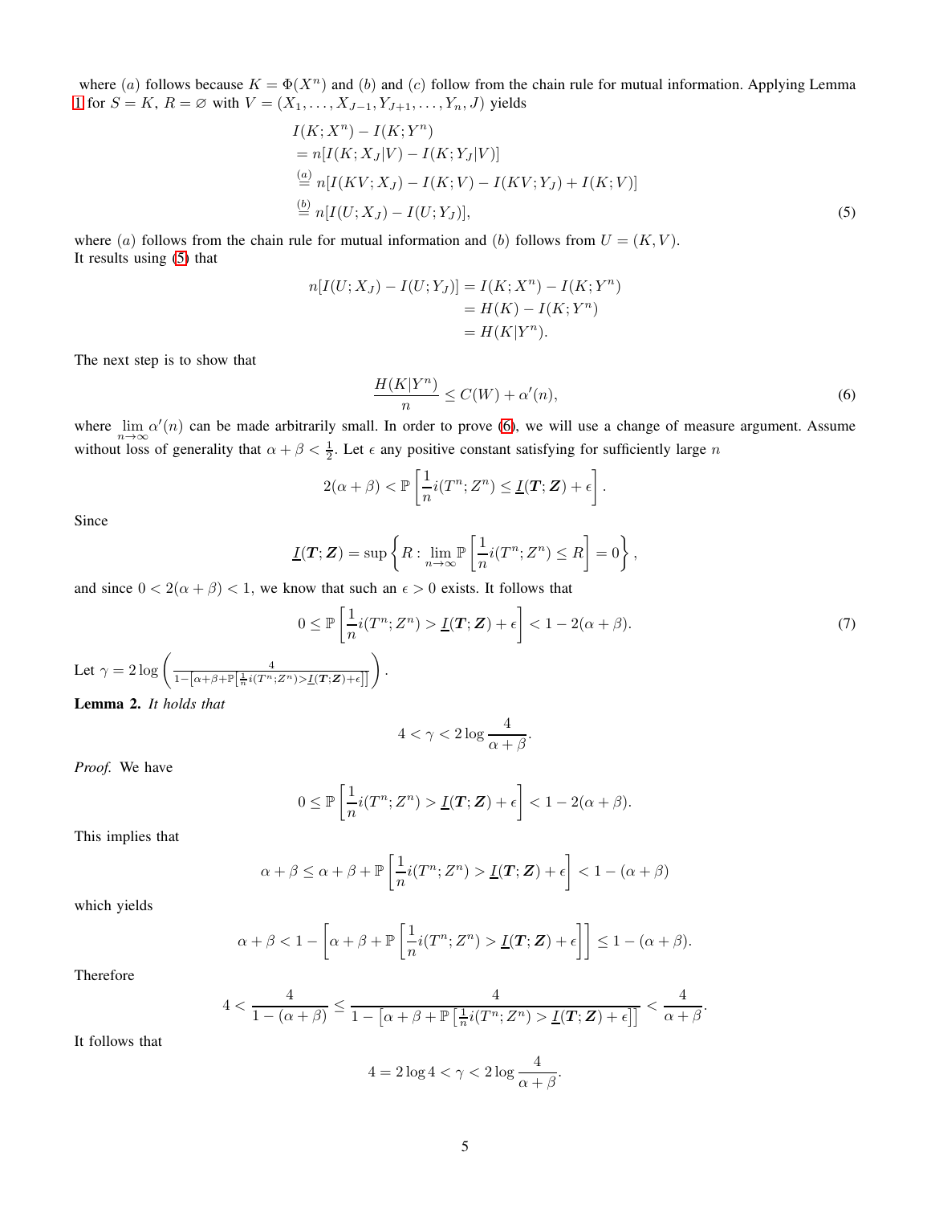where $(a)$ follows because $K = \Phi(X^n)$ and $(b)$ and $(c)$ follow from the chain rule for mutual information. Applying Lemma 1 for $S = K$, $R = \varnothing$ with $V = (X_1, \ldots, X_{J-1}, Y_{J+1}, \ldots, Y_n, J)$ yields

$$
\begin{aligned}
&I(K; X^n) - I(K; Y^n) \\
&= n[I(K; X_J|V) - I(K; Y_J|V)] \\
&\overset{(a)}{=} n[I(KV; X_J) - I(K; V) - I(KV; Y_J) + I(K; V)] \\
&\overset{(b)}{=} n[I(U; X_J) - I(U; Y_J)],
\end{aligned} \tag{5}
$$

where $(a)$ follows from the chain rule for mutual information and $(b)$ follows from $U = (K, V)$.
It results using (5) that

$$
\begin{aligned}
n[I(U; X_J) - I(U; Y_J)] &= I(K; X^n) - I(K; Y^n) \\
&= H(K) - I(K; Y^n) \\
&= H(K|Y^n).
\end{aligned}
$$

The next step is to show that

$$
\frac{H(K|Y^n)}{n} \leq C(W) + \alpha'(n), \tag{6}
$$

where $\lim_{n\to\infty} \alpha'(n)$ can be made arbitrarily small. In order to prove (6), we will use a change of measure argument. Assume without loss of generality that $\alpha + \beta < \frac{1}{2}$. Let $\epsilon$ any positive constant satisfying for sufficiently large $n$

$$
2(\alpha + \beta) < \mathbb{P}\left[\frac{1}{n} i(T^n; Z^n) \leq \underline{I}(\boldsymbol{T}; \boldsymbol{Z}) + \epsilon\right].
$$

Since

$$
\underline{I}(\boldsymbol{T}; \boldsymbol{Z}) = \sup\left\{R : \lim_{n\to\infty} \mathbb{P}\left[\frac{1}{n} i(T^n; Z^n) \leq R\right] = 0\right\},
$$

and since $0 < 2(\alpha + \beta) < 1$, we know that such an $\epsilon > 0$ exists. It follows that

$$
0 \leq \mathbb{P}\left[\frac{1}{n} i(T^n; Z^n) > \underline{I}(\boldsymbol{T}; \boldsymbol{Z}) + \epsilon\right] < 1 - 2(\alpha + \beta). \tag{7}
$$

Let $\gamma = 2\log\left(\frac{4}{1 - \left[\alpha + \beta + \mathbb{P}\left[\frac{1}{n} i(T^n; Z^n) > \underline{I}(\boldsymbol{T}; \boldsymbol{Z}) + \epsilon\right]\right]}\right)$.

**Lemma 2.** *It holds that*

$$
4 < \gamma < 2\log\frac{4}{\alpha + \beta}.
$$

*Proof.* We have

$$
0 \leq \mathbb{P}\left[\frac{1}{n} i(T^n; Z^n) > \underline{I}(\boldsymbol{T}; \boldsymbol{Z}) + \epsilon\right] < 1 - 2(\alpha + \beta).
$$

This implies that

$$
\alpha + \beta \leq \alpha + \beta + \mathbb{P}\left[\frac{1}{n} i(T^n; Z^n) > \underline{I}(\boldsymbol{T}; \boldsymbol{Z}) + \epsilon\right] < 1 - (\alpha + \beta)
$$

which yields

$$
\alpha + \beta < 1 - \left[\alpha + \beta + \mathbb{P}\left[\frac{1}{n} i(T^n; Z^n) > \underline{I}(\boldsymbol{T}; \boldsymbol{Z}) + \epsilon\right]\right] \leq 1 - (\alpha + \beta).
$$

Therefore

$$
4 < \frac{4}{1 - (\alpha + \beta)} \leq \frac{4}{1 - \left[\alpha + \beta + \mathbb{P}\left[\frac{1}{n} i(T^n; Z^n) > \underline{I}(\boldsymbol{T}; \boldsymbol{Z}) + \epsilon\right]\right]} < \frac{4}{\alpha + \beta}.
$$

It follows that

$$
4 = 2\log 4 < \gamma < 2\log\frac{4}{\alpha + \beta}.
$$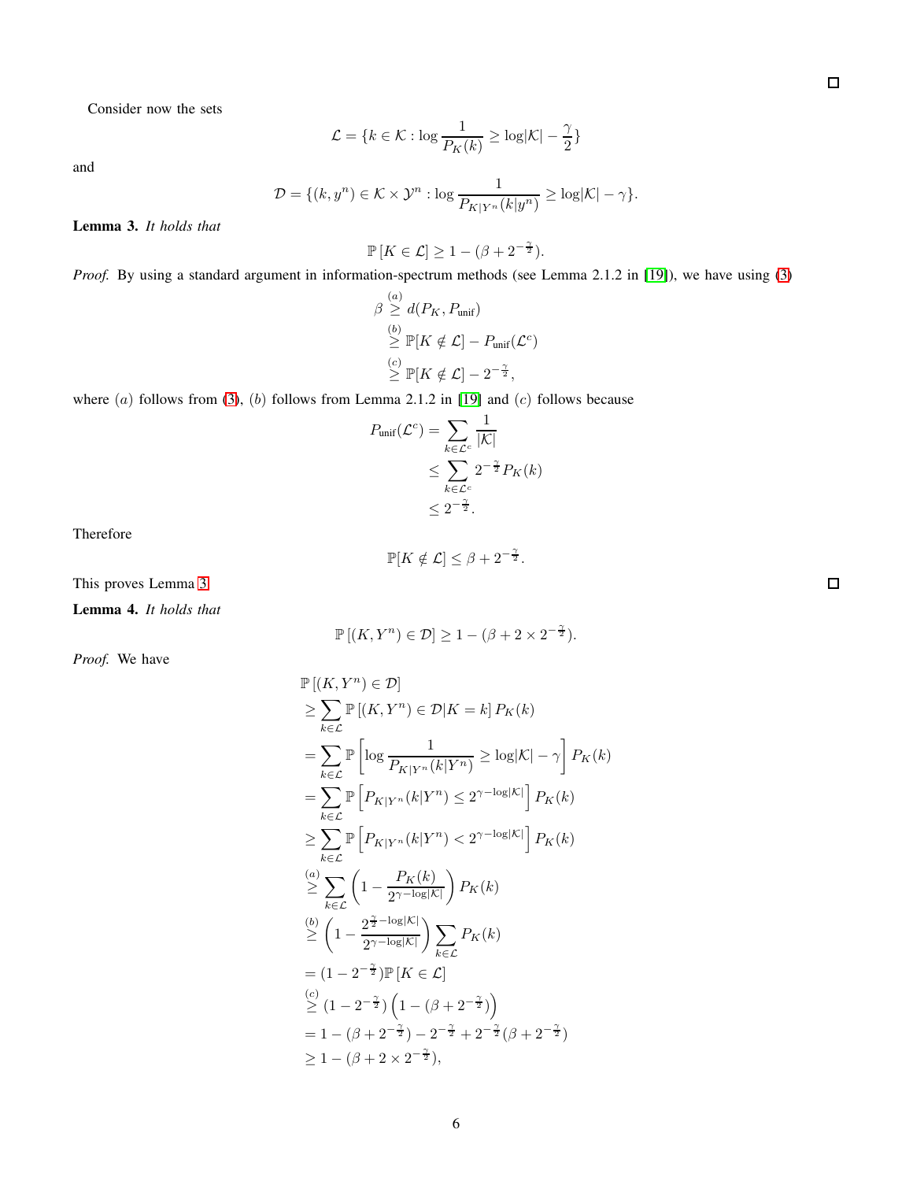Consider now the sets

$$\mathcal{L} = \{k \in \mathcal{K} : \log \frac{1}{P_K(k)} \geq \log|\mathcal{K}| - \frac{\gamma}{2}\}$$

and

$$\mathcal{D} = \{(k, y^n) \in \mathcal{K} \times \mathcal{Y}^n : \log \frac{1}{P_{K|Y^n}(k|y^n)} \geq \log|\mathcal{K}| - \gamma\}.$$

**Lemma 3.** *It holds that*

$$\mathbb{P}\left[K \in \mathcal{L}\right] \geq 1 - (\beta + 2^{-\frac{\gamma}{2}}).$$

*Proof.* By using a standard argument in information-spectrum methods (see Lemma 2.1.2 in [19]), we have using (3)

$$\begin{aligned}
\beta &\overset{(a)}{\geq} d(P_K, P_{\text{unif}}) \\
&\overset{(b)}{\geq} \mathbb{P}[K \notin \mathcal{L}] - P_{\text{unif}}(\mathcal{L}^c) \\
&\overset{(c)}{\geq} \mathbb{P}[K \notin \mathcal{L}] - 2^{-\frac{\gamma}{2}},
\end{aligned}$$

where $(a)$ follows from (3), $(b)$ follows from Lemma 2.1.2 in [19] and $(c)$ follows because

$$\begin{aligned}
P_{\text{unif}}(\mathcal{L}^c) &= \sum_{k \in \mathcal{L}^c} \frac{1}{|\mathcal{K}|} \\
&\leq \sum_{k \in \mathcal{L}^c} 2^{-\frac{\gamma}{2}} P_K(k) \\
&\leq 2^{-\frac{\gamma}{2}}.
\end{aligned}$$

Therefore

$$\mathbb{P}[K \notin \mathcal{L}] \leq \beta + 2^{-\frac{\gamma}{2}}.$$

This proves Lemma 3. ∎

**Lemma 4.** *It holds that*

$$\mathbb{P}\left[(K, Y^n) \in \mathcal{D}\right] \geq 1 - (\beta + 2 \times 2^{-\frac{\gamma}{2}}).$$

*Proof.* We have

$$\begin{aligned}
&\mathbb{P}\left[(K, Y^n) \in \mathcal{D}\right] \\
&\geq \sum_{k \in \mathcal{L}} \mathbb{P}\left[(K, Y^n) \in \mathcal{D} | K = k\right] P_K(k) \\
&= \sum_{k \in \mathcal{L}} \mathbb{P}\left[\log \frac{1}{P_{K|Y^n}(k|Y^n)} \geq \log|\mathcal{K}| - \gamma\right] P_K(k) \\
&= \sum_{k \in \mathcal{L}} \mathbb{P}\left[P_{K|Y^n}(k|Y^n) \leq 2^{\gamma - \log|\mathcal{K}|}\right] P_K(k) \\
&\geq \sum_{k \in \mathcal{L}} \mathbb{P}\left[P_{K|Y^n}(k|Y^n) < 2^{\gamma - \log|\mathcal{K}|}\right] P_K(k) \\
&\overset{(a)}{\geq} \sum_{k \in \mathcal{L}} \left(1 - \frac{P_K(k)}{2^{\gamma - \log|\mathcal{K}|}}\right) P_K(k) \\
&\overset{(b)}{\geq} \left(1 - \frac{2^{\frac{\gamma}{2} - \log|\mathcal{K}|}}{2^{\gamma - \log|\mathcal{K}|}}\right) \sum_{k \in \mathcal{L}} P_K(k) \\
&= (1 - 2^{-\frac{\gamma}{2}}) \mathbb{P}\left[K \in \mathcal{L}\right] \\
&\overset{(c)}{\geq} (1 - 2^{-\frac{\gamma}{2}}) \left(1 - (\beta + 2^{-\frac{\gamma}{2}})\right) \\
&= 1 - (\beta + 2^{-\frac{\gamma}{2}}) - 2^{-\frac{\gamma}{2}} + 2^{-\frac{\gamma}{2}}(\beta + 2^{-\frac{\gamma}{2}}) \\
&\geq 1 - (\beta + 2 \times 2^{-\frac{\gamma}{2}}),
\end{aligned}$$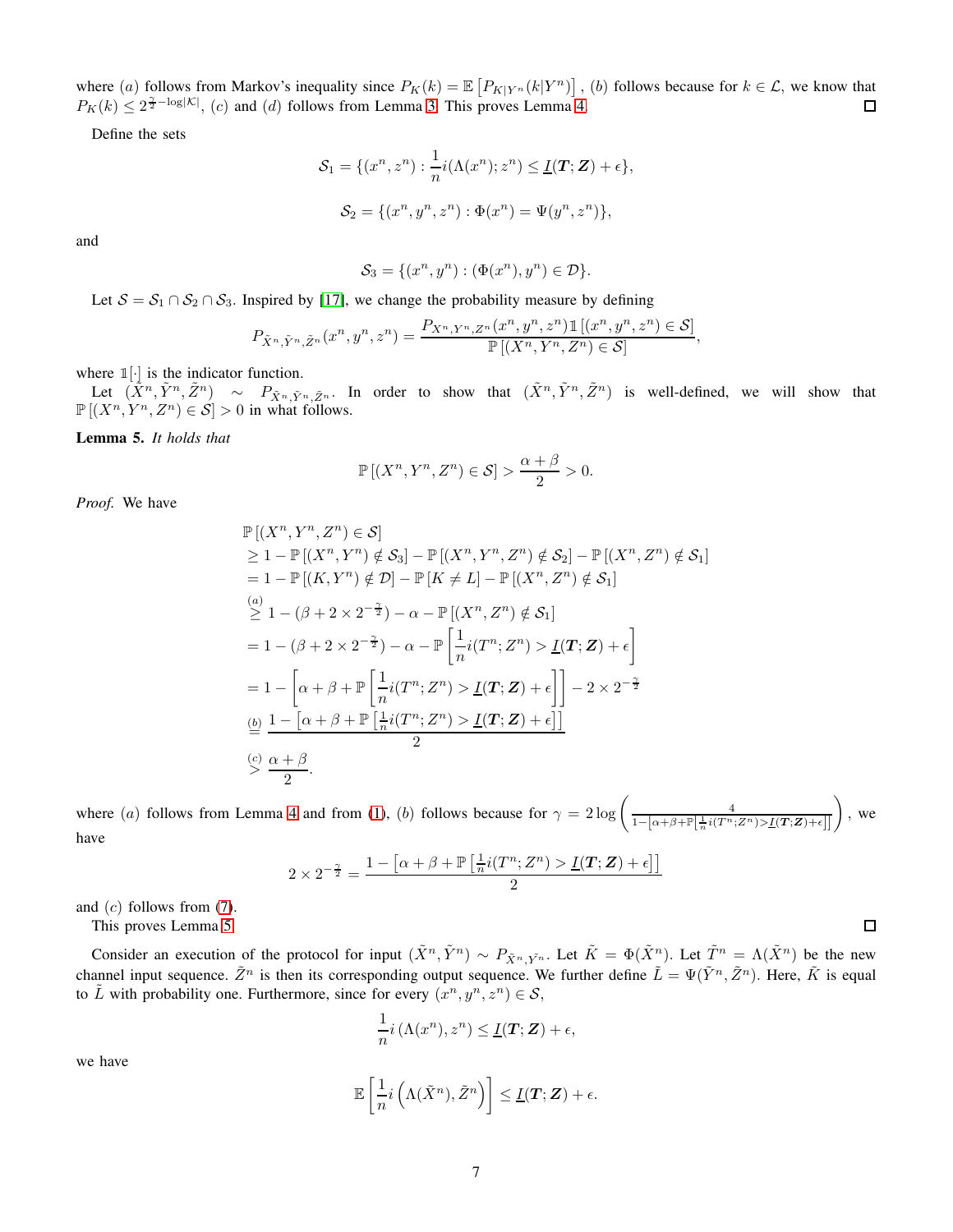where $(a)$ follows from Markov's inequality since $P_K(k) = \mathbb{E}\left[P_{K|Y^n}(k|Y^n)\right]$, $(b)$ follows because for $k \in \mathcal{L}$, we know that $P_K(k) \leq 2^{\frac{\gamma}{2} - \log|\mathcal{K}|}$, $(c)$ and $(d)$ follows from Lemma 3. This proves Lemma 4. ☐

Define the sets

$$\mathcal{S}_1 = \{(x^n, z^n) : \frac{1}{n} i(\Lambda(x^n); z^n) \leq \underline{I}(\boldsymbol{T}; \boldsymbol{Z}) + \epsilon\},$$

$$\mathcal{S}_2 = \{(x^n, y^n, z^n) : \Phi(x^n) = \Psi(y^n, z^n)\},$$

and

$$\mathcal{S}_3 = \{(x^n, y^n) : (\Phi(x^n), y^n) \in \mathcal{D}\}.$$

Let $\mathcal{S} = \mathcal{S}_1 \cap \mathcal{S}_2 \cap \mathcal{S}_3$. Inspired by [17], we change the probability measure by defining

$$P_{\tilde{X}^n, \tilde{Y}^n, \tilde{Z}^n}(x^n, y^n, z^n) = \frac{P_{X^n, Y^n, Z^n}(x^n, y^n, z^n) \mathbb{1}\left[(x^n, y^n, z^n) \in \mathcal{S}\right]}{\mathbb{P}\left[(X^n, Y^n, Z^n) \in \mathcal{S}\right]},$$

where $\mathbb{1}[\cdot]$ is the indicator function.

Let $(\tilde{X}^n, \tilde{Y}^n, \tilde{Z}^n) \sim P_{\tilde{X}^n, \tilde{Y}^n, \tilde{Z}^n}$. In order to show that $(\tilde{X}^n, \tilde{Y}^n, \tilde{Z}^n)$ is well-defined, we will show that $\mathbb{P}\left[(X^n, Y^n, Z^n) \in \mathcal{S}\right] > 0$ in what follows.

**Lemma 5.** *It holds that*

$$\mathbb{P}\left[(X^n, Y^n, Z^n) \in \mathcal{S}\right] > \frac{\alpha + \beta}{2} > 0.$$

*Proof.* We have

$$\begin{aligned}
&\mathbb{P}\left[(X^n, Y^n, Z^n) \in \mathcal{S}\right] \\
&\geq 1 - \mathbb{P}\left[(X^n, Y^n) \notin \mathcal{S}_3\right] - \mathbb{P}\left[(X^n, Y^n, Z^n) \notin \mathcal{S}_2\right] - \mathbb{P}\left[(X^n, Z^n) \notin \mathcal{S}_1\right] \\
&= 1 - \mathbb{P}\left[(K, Y^n) \notin \mathcal{D}\right] - \mathbb{P}\left[K \neq L\right] - \mathbb{P}\left[(X^n, Z^n) \notin \mathcal{S}_1\right] \\
&\overset{(a)}{\geq} 1 - (\beta + 2 \times 2^{-\frac{\gamma}{2}}) - \alpha - \mathbb{P}\left[(X^n, Z^n) \notin \mathcal{S}_1\right] \\
&= 1 - (\beta + 2 \times 2^{-\frac{\gamma}{2}}) - \alpha - \mathbb{P}\left[\frac{1}{n} i(T^n; Z^n) > \underline{I}(\boldsymbol{T}; \boldsymbol{Z}) + \epsilon\right] \\
&= 1 - \left[\alpha + \beta + \mathbb{P}\left[\frac{1}{n} i(T^n; Z^n) > \underline{I}(\boldsymbol{T}; \boldsymbol{Z}) + \epsilon\right]\right] - 2 \times 2^{-\frac{\gamma}{2}} \\
&\overset{(b)}{=} \frac{1 - \left[\alpha + \beta + \mathbb{P}\left[\frac{1}{n} i(T^n; Z^n) > \underline{I}(\boldsymbol{T}; \boldsymbol{Z}) + \epsilon\right]\right]}{2} \\
&\overset{(c)}{>} \frac{\alpha + \beta}{2}.
\end{aligned}$$

where $(a)$ follows from Lemma 4 and from (1), $(b)$ follows because for $\gamma = 2 \log\left(\frac{4}{1 - \left[\alpha + \beta + \mathbb{P}\left[\frac{1}{n} i(T^n; Z^n) > \underline{I}(\boldsymbol{T}; \boldsymbol{Z}) + \epsilon\right]\right]}\right)$, we have

$$2 \times 2^{-\frac{\gamma}{2}} = \frac{1 - \left[\alpha + \beta + \mathbb{P}\left[\frac{1}{n} i(T^n; Z^n) > \underline{I}(\boldsymbol{T}; \boldsymbol{Z}) + \epsilon\right]\right]}{2}$$

and $(c)$ follows from (7).

This proves Lemma 5. ☐

Consider an execution of the protocol for input $(\tilde{X}^n, \tilde{Y}^n) \sim P_{\tilde{X}^n, \tilde{Y}^n}$. Let $\tilde{K} = \Phi(\tilde{X}^n)$. Let $\tilde{T}^n = \Lambda(\tilde{X}^n)$ be the new channel input sequence. $\tilde{Z}^n$ is then its corresponding output sequence. We further define $\tilde{L} = \Psi(\tilde{Y}^n, \tilde{Z}^n)$. Here, $\tilde{K}$ is equal to $\tilde{L}$ with probability one. Furthermore, since for every $(x^n, y^n, z^n) \in \mathcal{S}$,

$$\frac{1}{n} i\left(\Lambda(x^n), z^n\right) \leq \underline{I}(\boldsymbol{T}; \boldsymbol{Z}) + \epsilon,$$

we have

$$\mathbb{E}\left[\frac{1}{n} i\left(\Lambda(\tilde{X}^n), \tilde{Z}^n\right)\right] \leq \underline{I}(\boldsymbol{T}; \boldsymbol{Z}) + \epsilon.$$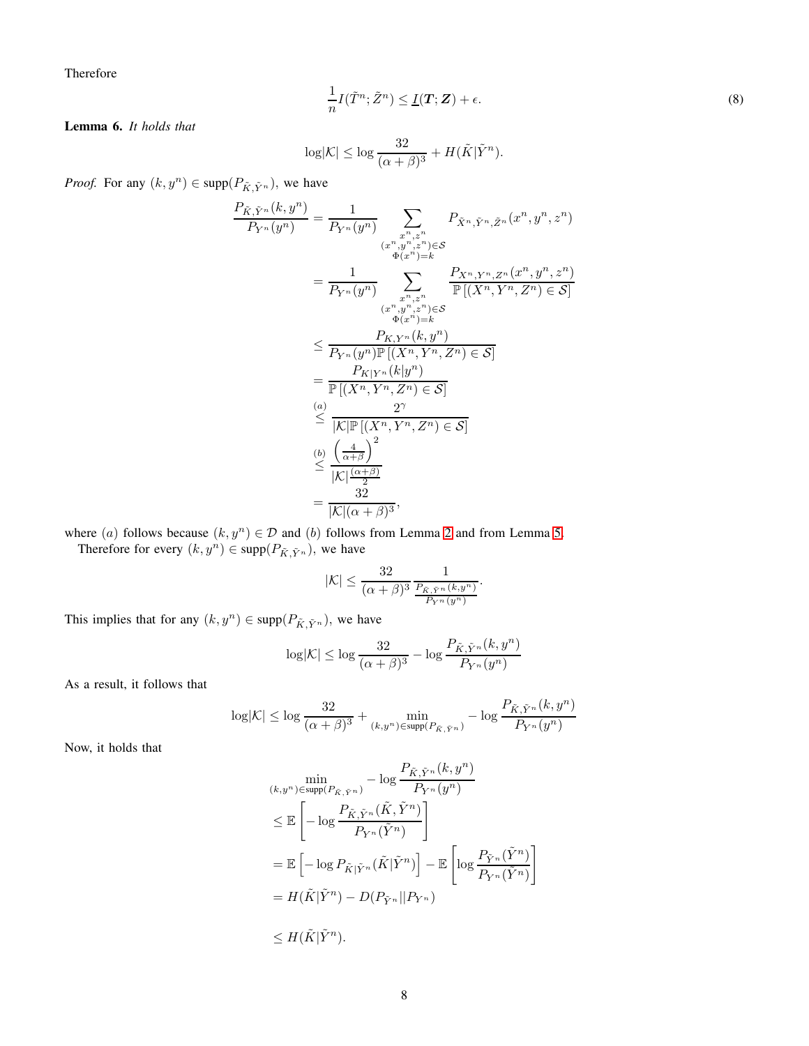Therefore

$$\frac{1}{n}I(\tilde{T}^n;\tilde{Z}^n) \leq \underline{I}(\boldsymbol{T};\boldsymbol{Z}) + \epsilon. \tag{8}$$

**Lemma 6.** *It holds that*

$$\log|\mathcal{K}| \leq \log\frac{32}{(\alpha+\beta)^3} + H(\tilde{K}|\tilde{Y}^n).$$

*Proof.* For any $(k, y^n) \in \text{supp}(P_{\tilde{K},\tilde{Y}^n})$, we have

$$\begin{aligned}
\frac{P_{\tilde{K},\tilde{Y}^n}(k,y^n)}{P_{Y^n}(y^n)} &= \frac{1}{P_{Y^n}(y^n)} \sum_{\substack{x^n,z^n \\ (x^n,y^n,z^n)\in\mathcal{S} \\ \Phi(x^n)=k}} P_{\tilde{X}^n,\tilde{Y}^n,\tilde{Z}^n}(x^n,y^n,z^n) \\
&= \frac{1}{P_{Y^n}(y^n)} \sum_{\substack{x^n,z^n \\ (x^n,y^n,z^n)\in\mathcal{S} \\ \Phi(x^n)=k}} \frac{P_{X^n,Y^n,Z^n}(x^n,y^n,z^n)}{\mathbb{P}\left[(X^n,Y^n,Z^n)\in\mathcal{S}\right]} \\
&\leq \frac{P_{K,Y^n}(k,y^n)}{P_{Y^n}(y^n)\mathbb{P}\left[(X^n,Y^n,Z^n)\in\mathcal{S}\right]} \\
&= \frac{P_{K|Y^n}(k|y^n)}{\mathbb{P}\left[(X^n,Y^n,Z^n)\in\mathcal{S}\right]} \\
&\overset{(a)}{\leq} \frac{2^{\gamma}}{|\mathcal{K}|\mathbb{P}\left[(X^n,Y^n,Z^n)\in\mathcal{S}\right]} \\
&\overset{(b)}{\leq} \frac{\left(\frac{4}{\alpha+\beta}\right)^2}{|\mathcal{K}|\frac{(\alpha+\beta)}{2}} \\
&= \frac{32}{|\mathcal{K}|(\alpha+\beta)^3},
\end{aligned}$$

where $(a)$ follows because $(k, y^n) \in \mathcal{D}$ and $(b)$ follows from Lemma 2 and from Lemma 5.

Therefore for every $(k, y^n) \in \text{supp}(P_{\tilde{K},\tilde{Y}^n})$, we have

$$|\mathcal{K}| \leq \frac{32}{(\alpha+\beta)^3} \frac{1}{\frac{P_{\tilde{K},\tilde{Y}^n}(k,y^n)}{P_{Y^n}(y^n)}}.$$

This implies that for any $(k, y^n) \in \text{supp}(P_{\tilde{K},\tilde{Y}^n})$, we have

$$\log|\mathcal{K}| \leq \log\frac{32}{(\alpha+\beta)^3} - \log\frac{P_{\tilde{K},\tilde{Y}^n}(k,y^n)}{P_{Y^n}(y^n)}$$

As a result, it follows that

$$\log|\mathcal{K}| \leq \log\frac{32}{(\alpha+\beta)^3} + \min_{(k,y^n)\in\text{supp}(P_{\tilde{K},\tilde{Y}^n})} -\log\frac{P_{\tilde{K},\tilde{Y}^n}(k,y^n)}{P_{Y^n}(y^n)}$$

Now, it holds that

$$\begin{aligned}
&\min_{(k,y^n)\in\text{supp}(P_{\tilde{K},\tilde{Y}^n})} -\log\frac{P_{\tilde{K},\tilde{Y}^n}(k,y^n)}{P_{Y^n}(y^n)} \\
&\leq \mathbb{E}\left[-\log\frac{P_{\tilde{K},\tilde{Y}^n}(\tilde{K},\tilde{Y}^n)}{P_{Y^n}(\tilde{Y}^n)}\right] \\
&= \mathbb{E}\left[-\log P_{\tilde{K}|\tilde{Y}^n}(\tilde{K}|\tilde{Y}^n)\right] - \mathbb{E}\left[\log\frac{P_{\tilde{Y}^n}(\tilde{Y}^n)}{P_{Y^n}(\tilde{Y}^n)}\right] \\
&= H(\tilde{K}|\tilde{Y}^n) - D(P_{\tilde{Y}^n}||P_{Y^n}) \\
&\leq H(\tilde{K}|\tilde{Y}^n).
\end{aligned}$$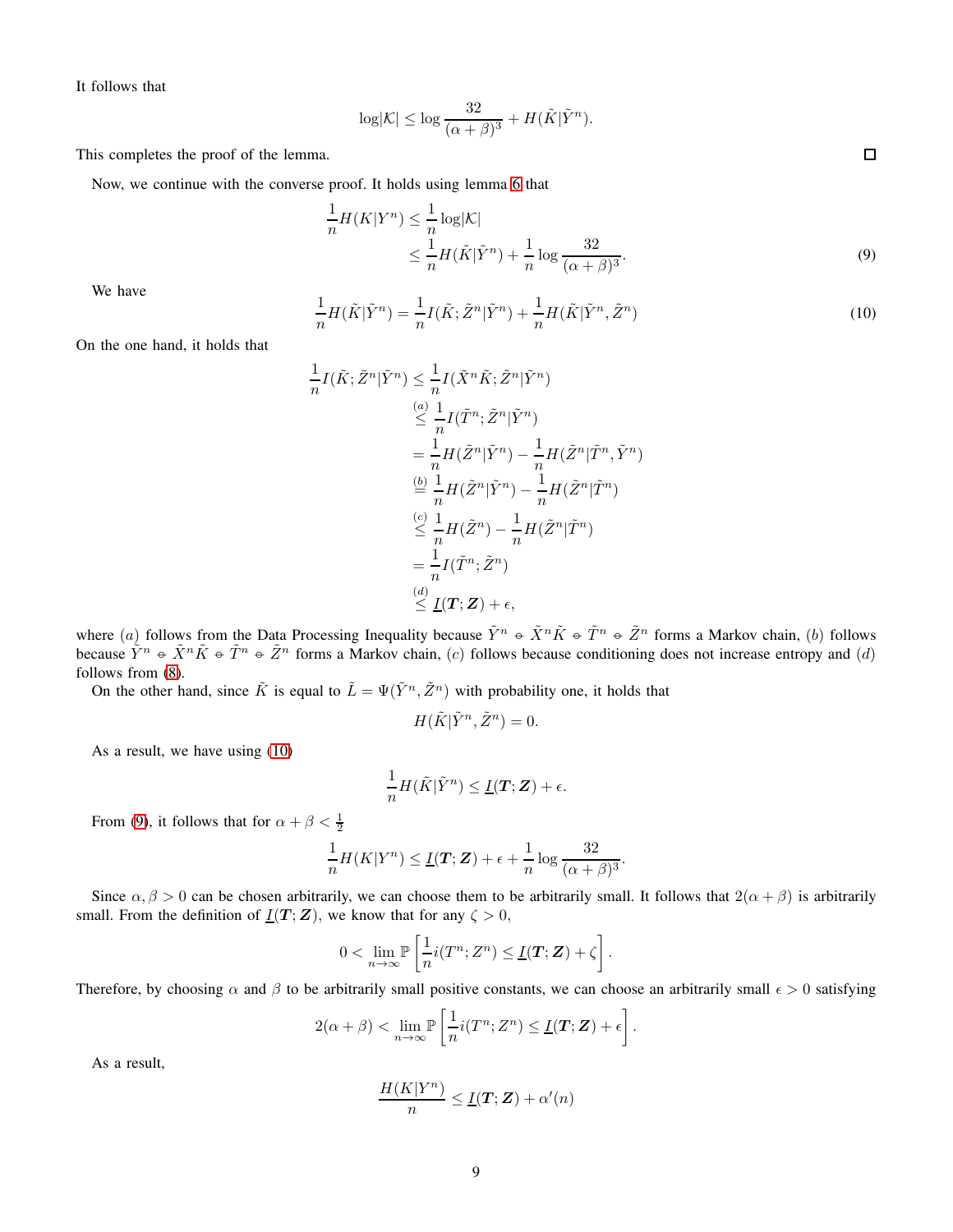It follows that

$$\log|\mathcal{K}| \leq \log \frac{32}{(\alpha+\beta)^3} + H(\tilde{K}|\tilde{Y}^n).$$

This completes the proof of the lemma. ☐

Now, we continue with the converse proof. It holds using lemma 6 that

$$\begin{aligned}
\frac{1}{n}H(K|Y^n) &\leq \frac{1}{n}\log|\mathcal{K}| \\
&\leq \frac{1}{n}H(\tilde{K}|\tilde{Y}^n) + \frac{1}{n}\log\frac{32}{(\alpha+\beta)^3}.
\end{aligned} \tag{9}$$

We have

$$\frac{1}{n}H(\tilde{K}|\tilde{Y}^n) = \frac{1}{n}I(\tilde{K};\tilde{Z}^n|\tilde{Y}^n) + \frac{1}{n}H(\tilde{K}|\tilde{Y}^n,\tilde{Z}^n) \tag{10}$$

On the one hand, it holds that

$$\begin{aligned}
\frac{1}{n}I(\tilde{K};\tilde{Z}^n|\tilde{Y}^n) &\leq \frac{1}{n}I(\tilde{X}^n\tilde{K};\tilde{Z}^n|\tilde{Y}^n) \\
&\overset{(a)}{\leq} \frac{1}{n}I(\tilde{T}^n;\tilde{Z}^n|\tilde{Y}^n) \\
&= \frac{1}{n}H(\tilde{Z}^n|\tilde{Y}^n) - \frac{1}{n}H(\tilde{Z}^n|\tilde{T}^n,\tilde{Y}^n) \\
&\overset{(b)}{=} \frac{1}{n}H(\tilde{Z}^n|\tilde{Y}^n) - \frac{1}{n}H(\tilde{Z}^n|\tilde{T}^n) \\
&\overset{(c)}{\leq} \frac{1}{n}H(\tilde{Z}^n) - \frac{1}{n}H(\tilde{Z}^n|\tilde{T}^n) \\
&= \frac{1}{n}I(\tilde{T}^n;\tilde{Z}^n) \\
&\overset{(d)}{\leq} \underline{I}(\boldsymbol{T};\boldsymbol{Z}) + \epsilon,
\end{aligned}$$

where $(a)$ follows from the Data Processing Inequality because $\tilde{Y}^n \multimap \tilde{X}^n\tilde{K} \multimap \tilde{T}^n \multimap \tilde{Z}^n$ forms a Markov chain, $(b)$ follows because $\tilde{Y}^n \multimap \tilde{X}^n\tilde{K} \multimap \tilde{T}^n \multimap \tilde{Z}^n$ forms a Markov chain, $(c)$ follows because conditioning does not increase entropy and $(d)$ follows from (8).

On the other hand, since $\tilde{K}$ is equal to $\tilde{L} = \Psi(\tilde{Y}^n,\tilde{Z}^n)$ with probability one, it holds that

$$H(\tilde{K}|\tilde{Y}^n,\tilde{Z}^n) = 0.$$

As a result, we have using (10)

$$\frac{1}{n}H(\tilde{K}|\tilde{Y}^n) \leq \underline{I}(\boldsymbol{T};\boldsymbol{Z}) + \epsilon.$$

From (9), it follows that for $\alpha+\beta < \frac{1}{2}$

$$\frac{1}{n}H(K|Y^n) \leq \underline{I}(\boldsymbol{T};\boldsymbol{Z}) + \epsilon + \frac{1}{n}\log\frac{32}{(\alpha+\beta)^3}.$$

Since $\alpha,\beta > 0$ can be chosen arbitrarily, we can choose them to be arbitrarily small. It follows that $2(\alpha+\beta)$ is arbitrarily small. From the definition of $\underline{I}(\boldsymbol{T};\boldsymbol{Z})$, we know that for any $\zeta > 0$,

$$0 < \lim_{n\to\infty} \mathbb{P}\left[\frac{1}{n}i(T^n;Z^n) \leq \underline{I}(\boldsymbol{T};\boldsymbol{Z}) + \zeta\right].$$

Therefore, by choosing $\alpha$ and $\beta$ to be arbitrarily small positive constants, we can choose an arbitrarily small $\epsilon > 0$ satisfying

$$2(\alpha+\beta) < \lim_{n\to\infty} \mathbb{P}\left[\frac{1}{n}i(T^n;Z^n) \leq \underline{I}(\boldsymbol{T};\boldsymbol{Z}) + \epsilon\right].$$

As a result,

$$\frac{H(K|Y^n)}{n} \leq \underline{I}(\boldsymbol{T};\boldsymbol{Z}) + \alpha'(n)$$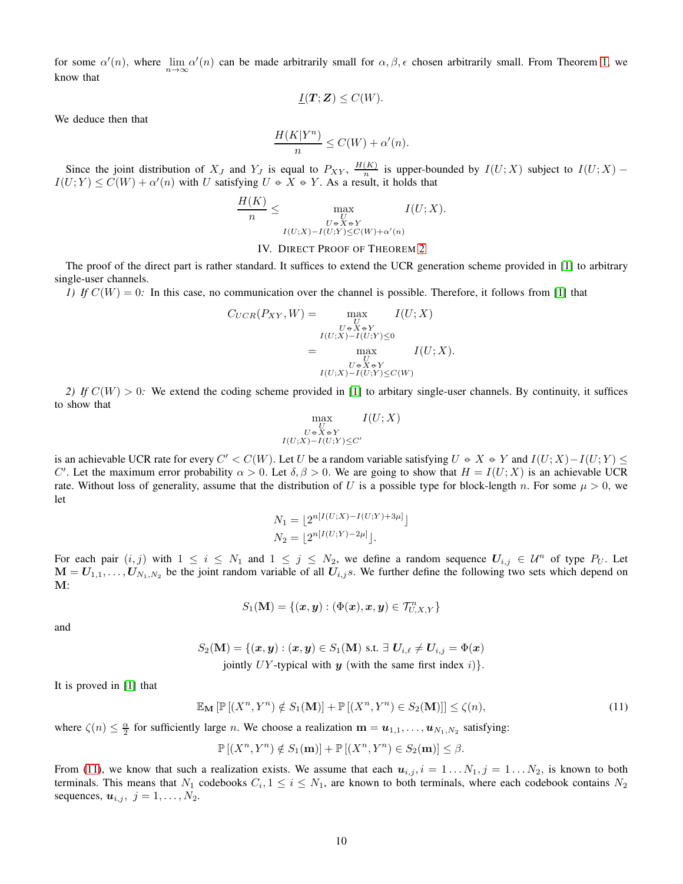for some $\alpha'(n)$, where $\lim_{n\to\infty} \alpha'(n)$ can be made arbitrarily small for $\alpha, \beta, \epsilon$ chosen arbitrarily small. From Theorem 1, we know that

$$\underline{I}(\boldsymbol{T};\boldsymbol{Z}) \leq C(W).$$

We deduce then that

$$\frac{H(K|Y^n)}{n} \leq C(W) + \alpha'(n).$$

Since the joint distribution of $X_J$ and $Y_J$ is equal to $P_{XY}$, $\frac{H(K)}{n}$ is upper-bounded by $I(U;X)$ subject to $I(U;X) - I(U;Y) \leq C(W) + \alpha'(n)$ with $U$ satisfying $U \circ\!\!- X \circ\!\!- Y$. As a result, it holds that

$$\frac{H(K)}{n} \leq \max_{\substack{U \\ U \circ\!\!- X \circ\!\!- Y \\ I(U;X)-I(U;Y) \leq C(W)+\alpha'(n)}} I(U;X).$$

## IV. Direct Proof of Theorem 2

The proof of the direct part is rather standard. It suffices to extend the UCR generation scheme provided in [1] to arbitrary single-user channels.

*1) If $C(W) = 0$:* In this case, no communication over the channel is possible. Therefore, it follows from [1] that

$$\begin{aligned}
C_{UCR}(P_{XY}, W) &= \max_{\substack{U \\ U \circ\!\!- X \circ\!\!- Y \\ I(U;X)-I(U;Y) \leq 0}} I(U;X) \\
&= \max_{\substack{U \\ U \circ\!\!- X \circ\!\!- Y \\ I(U;X)-I(U;Y) \leq C(W)}} I(U;X).
\end{aligned}$$

*2) If $C(W) > 0$:* We extend the coding scheme provided in [1] to arbitary single-user channels. By continuity, it suffices to show that

$$\max_{\substack{U \\ U \circ\!\!- X \circ\!\!- Y \\ I(U;X)-I(U;Y) \leq C'}} I(U;X)$$

is an achievable UCR rate for every $C' < C(W)$. Let $U$ be a random variable satisfying $U \circ\!\!- X \circ\!\!- Y$ and $I(U;X) - I(U;Y) \leq C'$. Let the maximum error probability $\alpha > 0$. Let $\delta, \beta > 0$. We are going to show that $H = I(U;X)$ is an achievable UCR rate. Without loss of generality, assume that the distribution of $U$ is a possible type for block-length $n$. For some $\mu > 0$, we let

$$\begin{aligned}
N_1 &= \lfloor 2^{n[I(U;X)-I(U;Y)+3\mu]} \rfloor \\
N_2 &= \lfloor 2^{n[I(U;Y)-2\mu]} \rfloor.
\end{aligned}$$

For each pair $(i,j)$ with $1 \leq i \leq N_1$ and $1 \leq j \leq N_2$, we define a random sequence $\boldsymbol{U}_{i,j} \in \mathcal{U}^n$ of type $P_U$. Let $\mathbf{M} = \boldsymbol{U}_{1,1}, \ldots, \boldsymbol{U}_{N_1,N_2}$ be the joint random variable of all $\boldsymbol{U}_{i,j}$s. We further define the following two sets which depend on $\mathbf{M}$:

$$S_1(\mathbf{M}) = \{(\boldsymbol{x},\boldsymbol{y}) : (\Phi(\boldsymbol{x}), \boldsymbol{x}, \boldsymbol{y}) \in \mathcal{T}^n_{U,X,Y}\}$$

and

$$\begin{aligned}
S_2(\mathbf{M}) = \{(\boldsymbol{x},\boldsymbol{y}) : (\boldsymbol{x},\boldsymbol{y}) \in S_1(\mathbf{M}) \text{ s.t. } \exists\, \boldsymbol{U}_{i,\ell} \neq \boldsymbol{U}_{i,j} = \Phi(\boldsymbol{x}) \\
\text{jointly } UY\text{-typical with } \boldsymbol{y} \text{ (with the same first index } i)\}.
\end{aligned}$$

It is proved in [1] that

$$\mathbb{E}_{\mathbf{M}}\left[\mathbb{P}\left[(X^n, Y^n) \notin S_1(\mathbf{M})\right] + \mathbb{P}\left[(X^n, Y^n) \in S_2(\mathbf{M})\right]\right] \leq \zeta(n), \tag{11}$$

where $\zeta(n) \leq \frac{\alpha}{2}$ for sufficiently large $n$. We choose a realization $\mathbf{m} = \boldsymbol{u}_{1,1}, \ldots, \boldsymbol{u}_{N_1,N_2}$ satisfying:

$$\mathbb{P}\left[(X^n, Y^n) \notin S_1(\mathbf{m})\right] + \mathbb{P}\left[(X^n, Y^n) \in S_2(\mathbf{m})\right] \leq \beta.$$

From (11), we know that such a realization exists. We assume that each $\boldsymbol{u}_{i,j}, i = 1 \ldots N_1, j = 1 \ldots N_2$, is known to both terminals. This means that $N_1$ codebooks $C_i, 1 \leq i \leq N_1$, are known to both terminals, where each codebook contains $N_2$ sequences, $\boldsymbol{u}_{i,j},\ j = 1, \ldots, N_2$.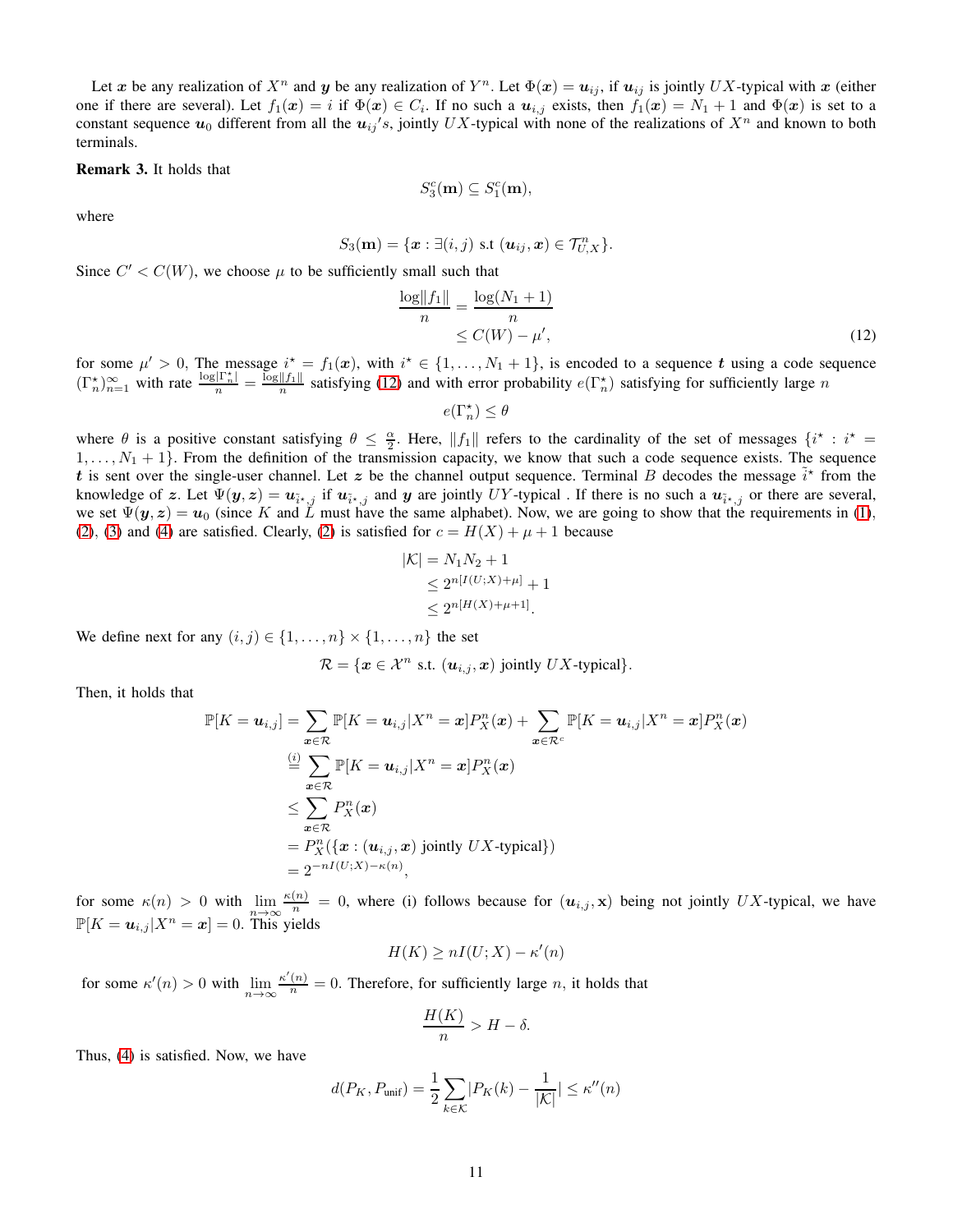Let $\boldsymbol{x}$ be any realization of $X^n$ and $\boldsymbol{y}$ be any realization of $Y^n$. Let $\Phi(\boldsymbol{x}) = \boldsymbol{u}_{ij}$, if $\boldsymbol{u}_{ij}$ is jointly $UX$-typical with $\boldsymbol{x}$ (either one if there are several). Let $f_1(\boldsymbol{x}) = i$ if $\Phi(\boldsymbol{x}) \in C_i$. If no such a $\boldsymbol{u}_{i,j}$ exists, then $f_1(\boldsymbol{x}) = N_1 + 1$ and $\Phi(\boldsymbol{x})$ is set to a constant sequence $\boldsymbol{u}_0$ different from all the $\boldsymbol{u}_{ij}{}'s$, jointly $UX$-typical with none of the realizations of $X^n$ and known to both terminals.

**Remark 3.** It holds that

$$S_3^c(\mathbf{m}) \subseteq S_1^c(\mathbf{m}),$$

where

$$S_3(\mathbf{m}) = \{\boldsymbol{x} : \exists (i,j) \text{ s.t } (\boldsymbol{u}_{ij}, \boldsymbol{x}) \in \mathcal{T}_{U,X}^n\}.$$

Since $C' < C(W)$, we choose $\mu$ to be sufficiently small such that

$$\begin{aligned}
\frac{\log \|f_1\|}{n} &= \frac{\log(N_1+1)}{n} \\
&\leq C(W) - \mu',
\end{aligned} \tag{12}$$

for some $\mu' > 0$, The message $i^\star = f_1(\boldsymbol{x})$, with $i^\star \in \{1, \ldots, N_1+1\}$, is encoded to a sequence $\boldsymbol{t}$ using a code sequence $(\Gamma_n^\star)_{n=1}^\infty$ with rate $\frac{\log|\Gamma_n^\star|}{n} = \frac{\log\|f_1\|}{n}$ satisfying (12) and with error probability $e(\Gamma_n^\star)$ satisfying for sufficiently large $n$

$$e(\Gamma_n^\star) \leq \theta$$

where $\theta$ is a positive constant satisfying $\theta \leq \frac{\alpha}{2}$. Here, $\|f_1\|$ refers to the cardinality of the set of messages $\{i^\star : i^\star = 1, \ldots, N_1+1\}$. From the definition of the transmission capacity, we know that such a code sequence exists. The sequence $\boldsymbol{t}$ is sent over the single-user channel. Let $\boldsymbol{z}$ be the channel output sequence. Terminal $B$ decodes the message $\tilde{i}^\star$ from the knowledge of $\boldsymbol{z}$. Let $\Psi(\boldsymbol{y}, \boldsymbol{z}) = \boldsymbol{u}_{\tilde{i}^\star, j}$ if $\boldsymbol{u}_{\tilde{i}^\star, j}$ and $\boldsymbol{y}$ are jointly $UY$-typical . If there is no such a $\boldsymbol{u}_{\tilde{i}^\star, j}$ or there are several, we set $\Psi(\boldsymbol{y}, \boldsymbol{z}) = \boldsymbol{u}_0$ (since $K$ and $L$ must have the same alphabet). Now, we are going to show that the requirements in (1), (2), (3) and (4) are satisfied. Clearly, (2) is satisfied for $c = H(X) + \mu + 1$ because

$$\begin{aligned}
|\mathcal{K}| &= N_1 N_2 + 1 \\
&\leq 2^{n[I(U;X)+\mu]} + 1 \\
&\leq 2^{n[H(X)+\mu+1]}.
\end{aligned}$$

We define next for any $(i,j) \in \{1, \ldots, n\} \times \{1, \ldots, n\}$ the set

$$\mathcal{R} = \{\boldsymbol{x} \in \mathcal{X}^n \text{ s.t. } (\boldsymbol{u}_{i,j}, \boldsymbol{x}) \text{ jointly } UX\text{-typical}\}.$$

Then, it holds that

$$\begin{aligned}
\mathbb{P}[K = \boldsymbol{u}_{i,j}] &= \sum_{\boldsymbol{x} \in \mathcal{R}} \mathbb{P}[K = \boldsymbol{u}_{i,j} | X^n = \boldsymbol{x}] P_X^n(\boldsymbol{x}) + \sum_{\boldsymbol{x} \in \mathcal{R}^c} \mathbb{P}[K = \boldsymbol{u}_{i,j} | X^n = \boldsymbol{x}] P_X^n(\boldsymbol{x}) \\
&\overset{(i)}{=} \sum_{\boldsymbol{x} \in \mathcal{R}} \mathbb{P}[K = \boldsymbol{u}_{i,j} | X^n = \boldsymbol{x}] P_X^n(\boldsymbol{x}) \\
&\leq \sum_{\boldsymbol{x} \in \mathcal{R}} P_X^n(\boldsymbol{x}) \\
&= P_X^n(\{\boldsymbol{x} : (\boldsymbol{u}_{i,j}, \boldsymbol{x}) \text{ jointly } UX\text{-typical}\}) \\
&= 2^{-nI(U;X) - \kappa(n)},
\end{aligned}$$

for some $\kappa(n) > 0$ with $\lim_{n \to \infty} \frac{\kappa(n)}{n} = 0$, where (i) follows because for $(\boldsymbol{u}_{i,j}, \mathbf{x})$ being not jointly $UX$-typical, we have $\mathbb{P}[K = \boldsymbol{u}_{i,j} | X^n = \boldsymbol{x}] = 0$. This yields

$$H(K) \geq nI(U;X) - \kappa'(n)$$

for some $\kappa'(n) > 0$ with $\lim_{n \to \infty} \frac{\kappa'(n)}{n} = 0$. Therefore, for sufficiently large $n$, it holds that

$$\frac{H(K)}{n} > H - \delta.$$

Thus, (4) is satisfied. Now, we have

$$d(P_K, P_{\text{unif}}) = \frac{1}{2} \sum_{k \in \mathcal{K}} |P_K(k) - \frac{1}{|\mathcal{K}|}| \leq \kappa''(n)$$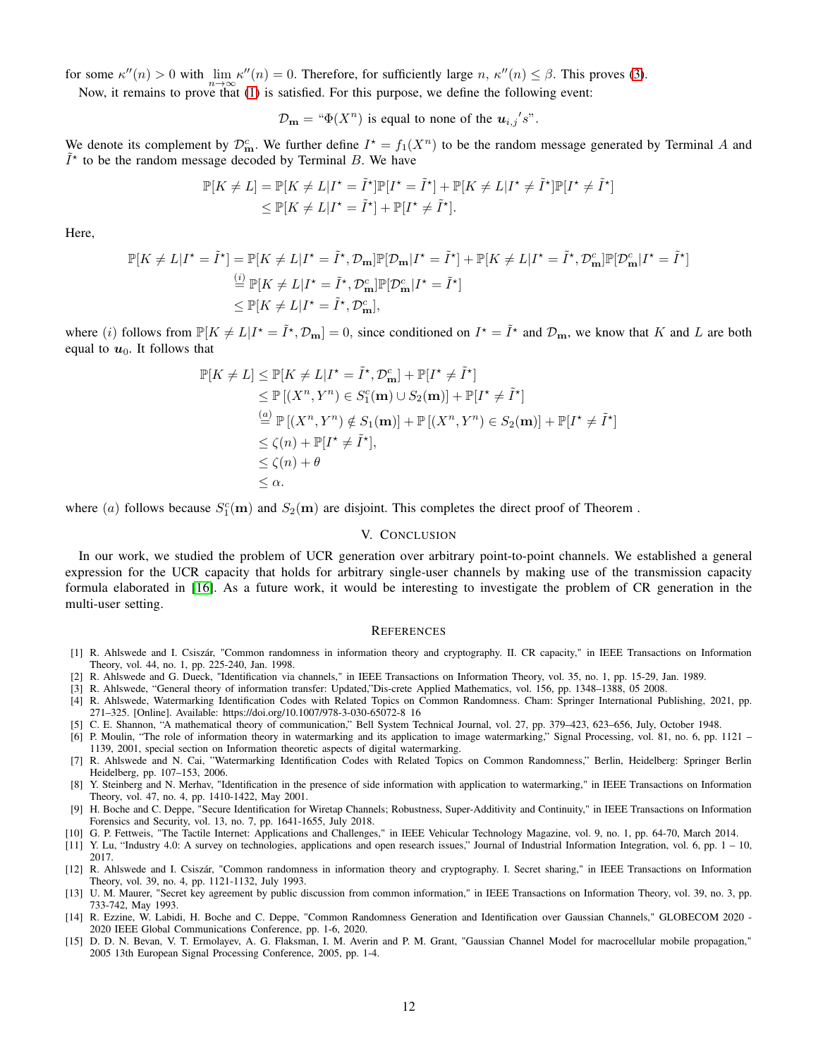for some $\kappa''(n) > 0$ with $\lim_{n\to\infty} \kappa''(n) = 0$. Therefore, for sufficiently large $n$, $\kappa''(n) \leq \beta$. This proves (3).

Now, it remains to prove that (1) is satisfied. For this purpose, we define the following event:

$$\mathcal{D}_{\mathbf{m}} = \text{“}\Phi(X^n) \text{ is equal to none of the } \boldsymbol{u}_{i,j}{'}s\text{”}.$$

We denote its complement by $\mathcal{D}_{\mathbf{m}}^c$. We further define $I^\star = f_1(X^n)$ to be the random message generated by Terminal $A$ and $\tilde{I}^\star$ to be the random message decoded by Terminal $B$. We have

$$\begin{aligned}
\mathbb{P}[K \neq L] &= \mathbb{P}[K \neq L | I^\star = \tilde{I}^\star]\mathbb{P}[I^\star = \tilde{I}^\star] + \mathbb{P}[K \neq L | I^\star \neq \tilde{I}^\star]\mathbb{P}[I^\star \neq \tilde{I}^\star] \\
&\leq \mathbb{P}[K \neq L | I^\star = \tilde{I}^\star] + \mathbb{P}[I^\star \neq \tilde{I}^\star].
\end{aligned}$$

Here,

$$\begin{aligned}
\mathbb{P}[K \neq L | I^\star = \tilde{I}^\star] &= \mathbb{P}[K \neq L | I^\star = \tilde{I}^\star, \mathcal{D}_{\mathbf{m}}]\mathbb{P}[\mathcal{D}_{\mathbf{m}} | I^\star = \tilde{I}^\star] + \mathbb{P}[K \neq L | I^\star = \tilde{I}^\star, \mathcal{D}_{\mathbf{m}}^c]\mathbb{P}[\mathcal{D}_{\mathbf{m}}^c | I^\star = \tilde{I}^\star] \\
&\overset{(i)}{=} \mathbb{P}[K \neq L | I^\star = \tilde{I}^\star, \mathcal{D}_{\mathbf{m}}^c]\mathbb{P}[\mathcal{D}_{\mathbf{m}}^c | I^\star = \tilde{I}^\star] \\
&\leq \mathbb{P}[K \neq L | I^\star = \tilde{I}^\star, \mathcal{D}_{\mathbf{m}}^c],
\end{aligned}$$

where $(i)$ follows from $\mathbb{P}[K \neq L | I^\star = \tilde{I}^\star, \mathcal{D}_{\mathbf{m}}] = 0$, since conditioned on $I^\star = \tilde{I}^\star$ and $\mathcal{D}_{\mathbf{m}}$, we know that $K$ and $L$ are both equal to $\boldsymbol{u}_0$. It follows that

$$\begin{aligned}
\mathbb{P}[K \neq L] &\leq \mathbb{P}[K \neq L | I^\star = \tilde{I}^\star, \mathcal{D}_{\mathbf{m}}^c] + \mathbb{P}[I^\star \neq \tilde{I}^\star] \\
&\leq \mathbb{P}\left[(X^n, Y^n) \in S_1^c(\mathbf{m}) \cup S_2(\mathbf{m})\right] + \mathbb{P}[I^\star \neq \tilde{I}^\star] \\
&\overset{(a)}{=} \mathbb{P}\left[(X^n, Y^n) \notin S_1(\mathbf{m})\right] + \mathbb{P}\left[(X^n, Y^n) \in S_2(\mathbf{m})\right] + \mathbb{P}[I^\star \neq \tilde{I}^\star] \\
&\leq \zeta(n) + \mathbb{P}[I^\star \neq \tilde{I}^\star], \\
&\leq \zeta(n) + \theta \\
&\leq \alpha.
\end{aligned}$$

where $(a)$ follows because $S_1^c(\mathbf{m})$ and $S_2(\mathbf{m})$ are disjoint. This completes the direct proof of Theorem .

## V. Conclusion

In our work, we studied the problem of UCR generation over arbitrary point-to-point channels. We established a general expression for the UCR capacity that holds for arbitrary single-user channels by making use of the transmission capacity formula elaborated in [16]. As a future work, it would be interesting to investigate the problem of CR generation in the multi-user setting.

## References

[1] R. Ahlswede and I. Csiszár, "Common randomness in information theory and cryptography. II. CR capacity," in IEEE Transactions on Information Theory, vol. 44, no. 1, pp. 225-240, Jan. 1998.

[2] R. Ahlswede and G. Dueck, "Identification via channels," in IEEE Transactions on Information Theory, vol. 35, no. 1, pp. 15-29, Jan. 1989.

[3] R. Ahlswede, "General theory of information transfer: Updated,"Dis-crete Applied Mathematics, vol. 156, pp. 1348–1388, 05 2008.

[4] R. Ahlswede, Watermarking Identification Codes with Related Topics on Common Randomness. Cham: Springer International Publishing, 2021, pp. 271–325. [Online]. Available: https://doi.org/10.1007/978-3-030-65072-8 16

[5] C. E. Shannon, "A mathematical theory of communication," Bell System Technical Journal, vol. 27, pp. 379–423, 623–656, July, October 1948.

[6] P. Moulin, "The role of information theory in watermarking and its application to image watermarking," Signal Processing, vol. 81, no. 6, pp. 1121 – 1139, 2001, special section on Information theoretic aspects of digital watermarking.

[7] R. Ahlswede and N. Cai, "Watermarking Identification Codes with Related Topics on Common Randomness," Berlin, Heidelberg: Springer Berlin Heidelberg, pp. 107–153, 2006.

[8] Y. Steinberg and N. Merhav, "Identification in the presence of side information with application to watermarking," in IEEE Transactions on Information Theory, vol. 47, no. 4, pp. 1410-1422, May 2001.

[9] H. Boche and C. Deppe, "Secure Identification for Wiretap Channels; Robustness, Super-Additivity and Continuity," in IEEE Transactions on Information Forensics and Security, vol. 13, no. 7, pp. 1641-1655, July 2018.

[10] G. P. Fettweis, "The Tactile Internet: Applications and Challenges," in IEEE Vehicular Technology Magazine, vol. 9, no. 1, pp. 64-70, March 2014.

[11] Y. Lu, "Industry 4.0: A survey on technologies, applications and open research issues," Journal of Industrial Information Integration, vol. 6, pp. 1 – 10, 2017.

[12] R. Ahlswede and I. Csiszár, "Common randomness in information theory and cryptography. I. Secret sharing," in IEEE Transactions on Information Theory, vol. 39, no. 4, pp. 1121-1132, July 1993.

[13] U. M. Maurer, "Secret key agreement by public discussion from common information," in IEEE Transactions on Information Theory, vol. 39, no. 3, pp. 733-742, May 1993.

[14] R. Ezzine, W. Labidi, H. Boche and C. Deppe, "Common Randomness Generation and Identification over Gaussian Channels," GLOBECOM 2020 - 2020 IEEE Global Communications Conference, pp. 1-6, 2020.

[15] D. D. N. Bevan, V. T. Ermolayev, A. G. Flaksman, I. M. Averin and P. M. Grant, "Gaussian Channel Model for macrocellular mobile propagation," 2005 13th European Signal Processing Conference, 2005, pp. 1-4.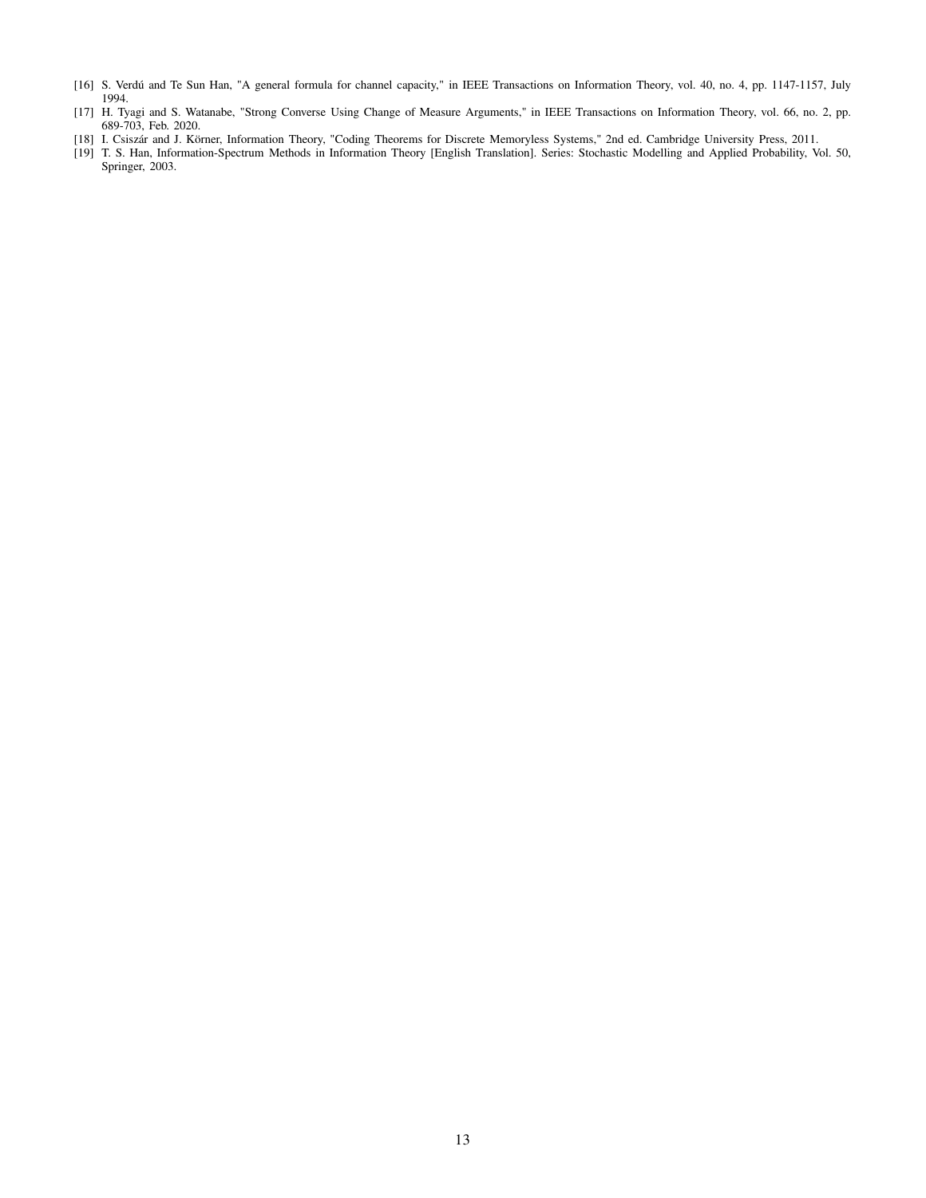[16] S. Verdú and Te Sun Han, "A general formula for channel capacity," in IEEE Transactions on Information Theory, vol. 40, no. 4, pp. 1147-1157, July 1994.

[17] H. Tyagi and S. Watanabe, "Strong Converse Using Change of Measure Arguments," in IEEE Transactions on Information Theory, vol. 66, no. 2, pp. 689-703, Feb. 2020.

[18] I. Csiszár and J. Körner, Information Theory, "Coding Theorems for Discrete Memoryless Systems," 2nd ed. Cambridge University Press, 2011.

[19] T. S. Han, Information-Spectrum Methods in Information Theory [English Translation]. Series: Stochastic Modelling and Applied Probability, Vol. 50, Springer, 2003.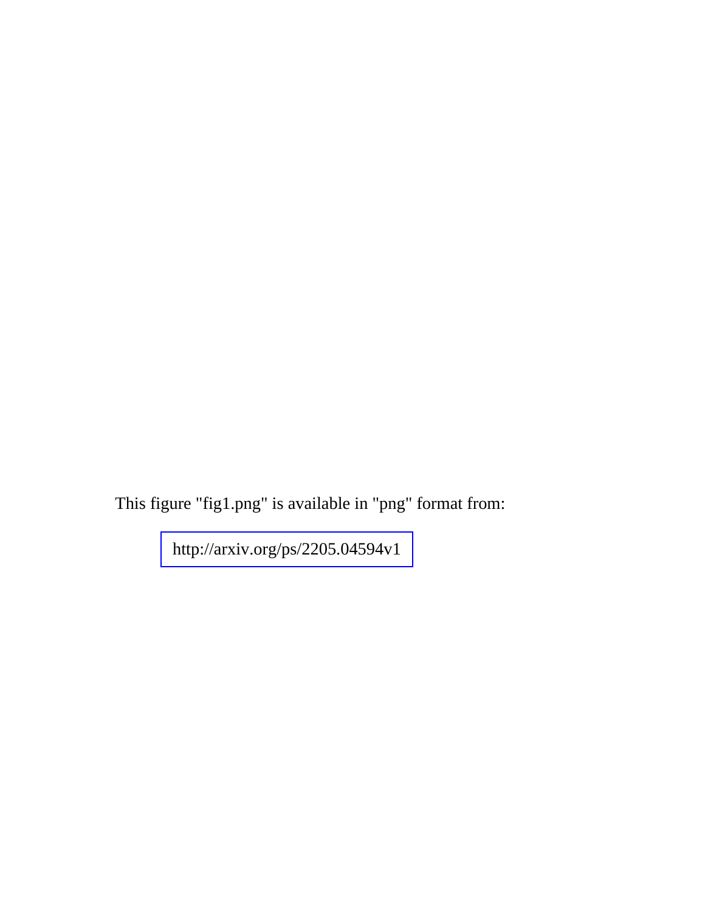This figure "fig1.png" is available in "png" format from:

http://arxiv.org/ps/2205.04594v1